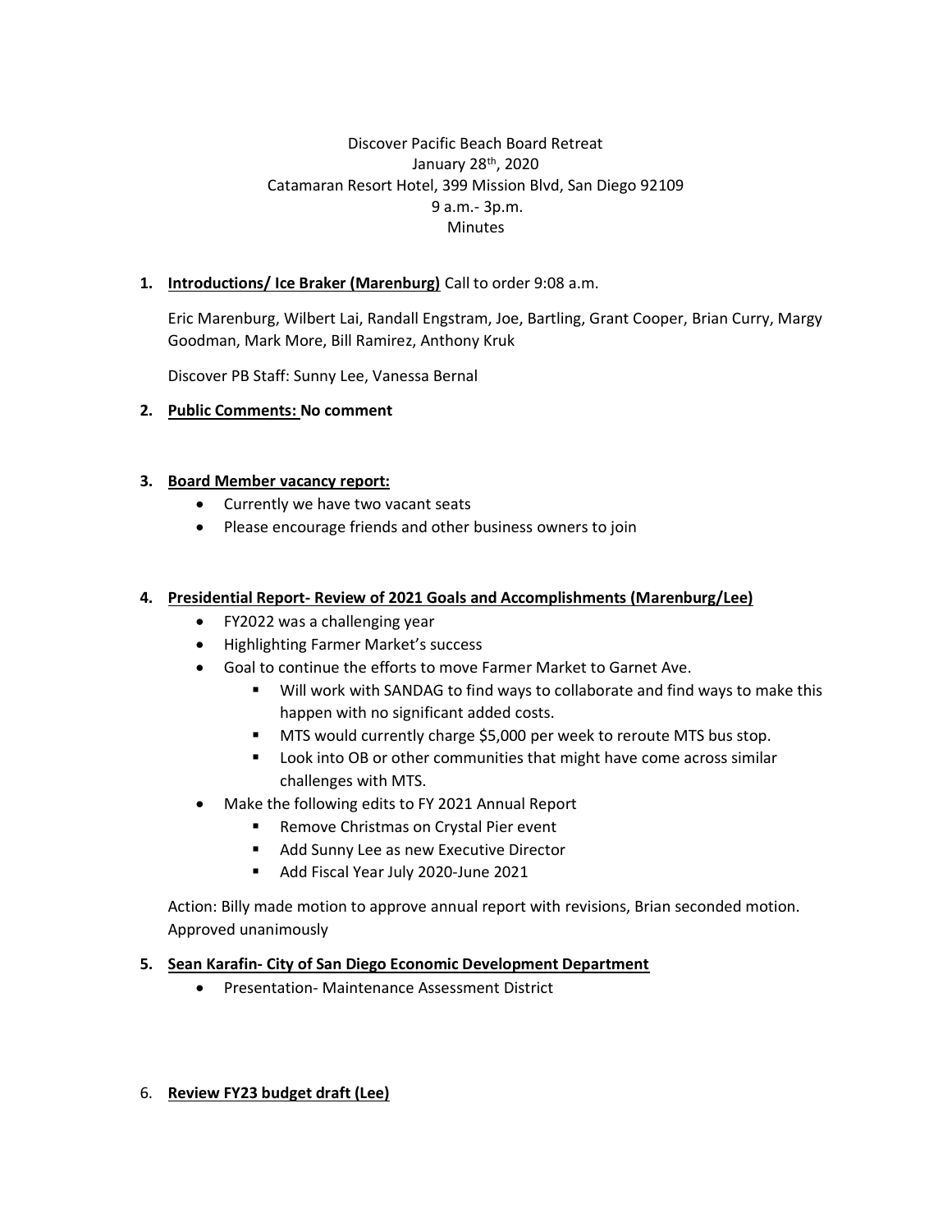Discover Pacific Beach Board Retreat
January 28th, 2020
Catamaran Resort Hotel, 399 Mission Blvd, San Diego 92109
9 a.m.- 3p.m.
Minutes

1. **Introductions/ Ice Braker (Marenburg)** Call to order 9:08 a.m.

   Eric Marenburg, Wilbert Lai, Randall Engstram, Joe, Bartling, Grant Cooper, Brian Curry, Margy Goodman, Mark More, Bill Ramirez, Anthony Kruk

   Discover PB Staff: Sunny Lee, Vanessa Bernal

2. **Public Comments: No comment**

3. **Board Member vacancy report:**
   - Currently we have two vacant seats
   - Please encourage friends and other business owners to join

4. **Presidential Report- Review of 2021 Goals and Accomplishments (Marenburg/Lee)**
   - FY2022 was a challenging year
   - Highlighting Farmer Market's success
   - Goal to continue the efforts to move Farmer Market to Garnet Ave.
     - Will work with SANDAG to find ways to collaborate and find ways to make this happen with no significant added costs.
     - MTS would currently charge $5,000 per week to reroute MTS bus stop.
     - Look into OB or other communities that might have come across similar challenges with MTS.
   - Make the following edits to FY 2021 Annual Report
     - Remove Christmas on Crystal Pier event
     - Add Sunny Lee as new Executive Director
     - Add Fiscal Year July 2020-June 2021

   Action: Billy made motion to approve annual report with revisions, Brian seconded motion. Approved unanimously

5. **Sean Karafin- City of San Diego Economic Development Department**
   - Presentation- Maintenance Assessment District

6. **Review FY23 budget draft (Lee)**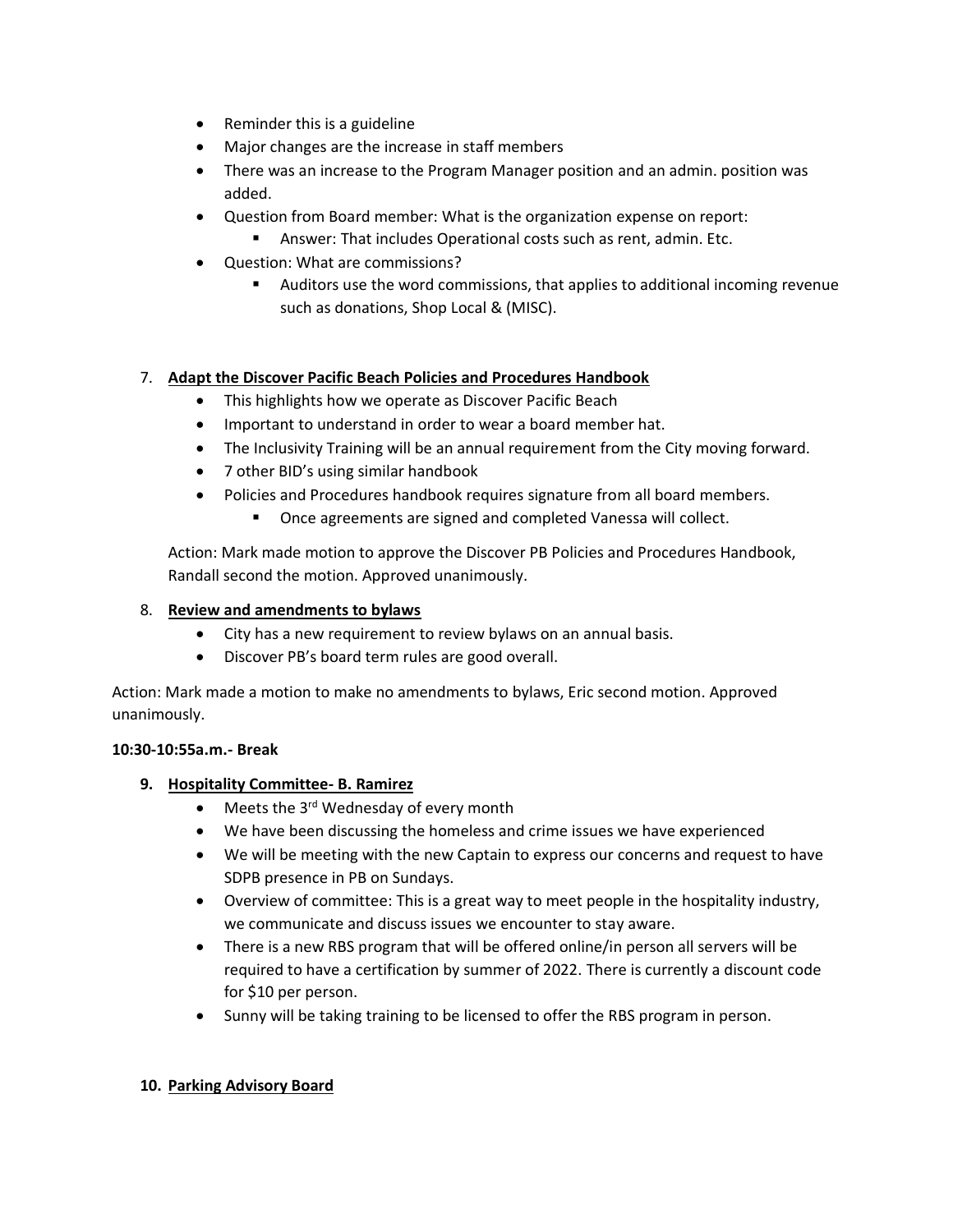- Reminder this is a guideline
- Major changes are the increase in staff members
- There was an increase to the Program Manager position and an admin. position was added.
- Question from Board member: What is the organization expense on report:
    - Answer: That includes Operational costs such as rent, admin. Etc.
- Question: What are commissions?
    - Auditors use the word commissions, that applies to additional incoming revenue such as donations, Shop Local & (MISC).

7. **Adapt the Discover Pacific Beach Policies and Procedures Handbook**
    - This highlights how we operate as Discover Pacific Beach
    - Important to understand in order to wear a board member hat.
    - The Inclusivity Training will be an annual requirement from the City moving forward.
    - 7 other BID's using similar handbook
    - Policies and Procedures handbook requires signature from all board members.
        - Once agreements are signed and completed Vanessa will collect.

    Action: Mark made motion to approve the Discover PB Policies and Procedures Handbook, Randall second the motion. Approved unanimously.

8. **Review and amendments to bylaws**
    - City has a new requirement to review bylaws on an annual basis.
    - Discover PB's board term rules are good overall.

Action: Mark made a motion to make no amendments to bylaws, Eric second motion. Approved unanimously.

**10:30-10:55a.m.- Break**

9. **Hospitality Committee- B. Ramirez**
    - Meets the 3rd Wednesday of every month
    - We have been discussing the homeless and crime issues we have experienced
    - We will be meeting with the new Captain to express our concerns and request to have SDPB presence in PB on Sundays.
    - Overview of committee: This is a great way to meet people in the hospitality industry, we communicate and discuss issues we encounter to stay aware.
    - There is a new RBS program that will be offered online/in person all servers will be required to have a certification by summer of 2022. There is currently a discount code for $10 per person.
    - Sunny will be taking training to be licensed to offer the RBS program in person.

10. **Parking Advisory Board**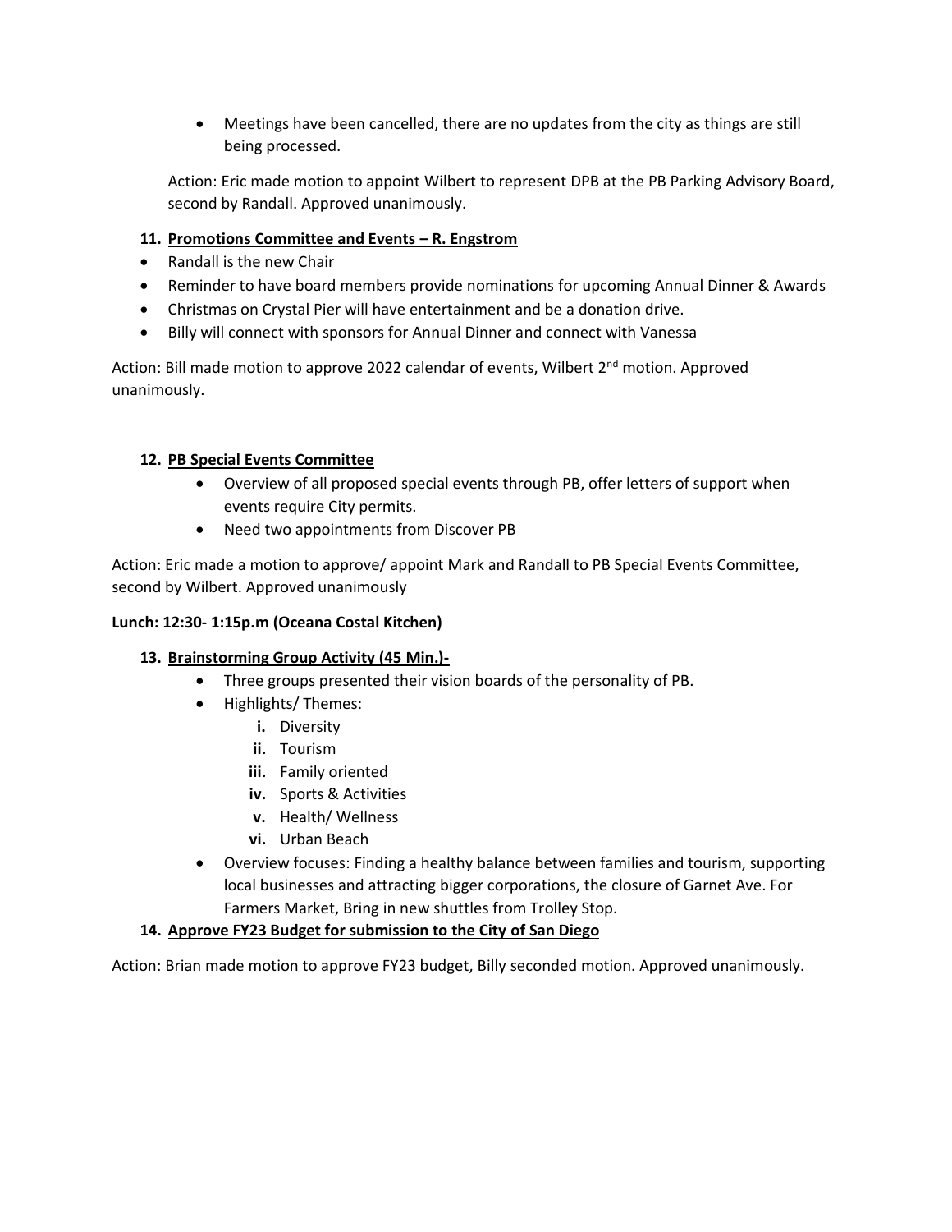- Meetings have been cancelled, there are no updates from the city as things are still being processed.

Action: Eric made motion to appoint Wilbert to represent DPB at the PB Parking Advisory Board, second by Randall. Approved unanimously.

11. **Promotions Committee and Events – R. Engstrom**

- Randall is the new Chair
- Reminder to have board members provide nominations for upcoming Annual Dinner & Awards
- Christmas on Crystal Pier will have entertainment and be a donation drive.
- Billy will connect with sponsors for Annual Dinner and connect with Vanessa

Action: Bill made motion to approve 2022 calendar of events, Wilbert 2nd motion. Approved unanimously.

12. **PB Special Events Committee**
    - Overview of all proposed special events through PB, offer letters of support when events require City permits.
    - Need two appointments from Discover PB

Action: Eric made a motion to approve/ appoint Mark and Randall to PB Special Events Committee, second by Wilbert. Approved unanimously

**Lunch: 12:30- 1:15p.m (Oceana Costal Kitchen)**

13. **Brainstorming Group Activity (45 Min.)-**
    - Three groups presented their vision boards of the personality of PB.
    - Highlights/ Themes:
        - **i.** Diversity
        - **ii.** Tourism
        - **iii.** Family oriented
        - **iv.** Sports & Activities
        - **v.** Health/ Wellness
        - **vi.** Urban Beach
    - Overview focuses: Finding a healthy balance between families and tourism, supporting local businesses and attracting bigger corporations, the closure of Garnet Ave. For Farmers Market, Bring in new shuttles from Trolley Stop.

14. **Approve FY23 Budget for submission to the City of San Diego**

Action: Brian made motion to approve FY23 budget, Billy seconded motion. Approved unanimously.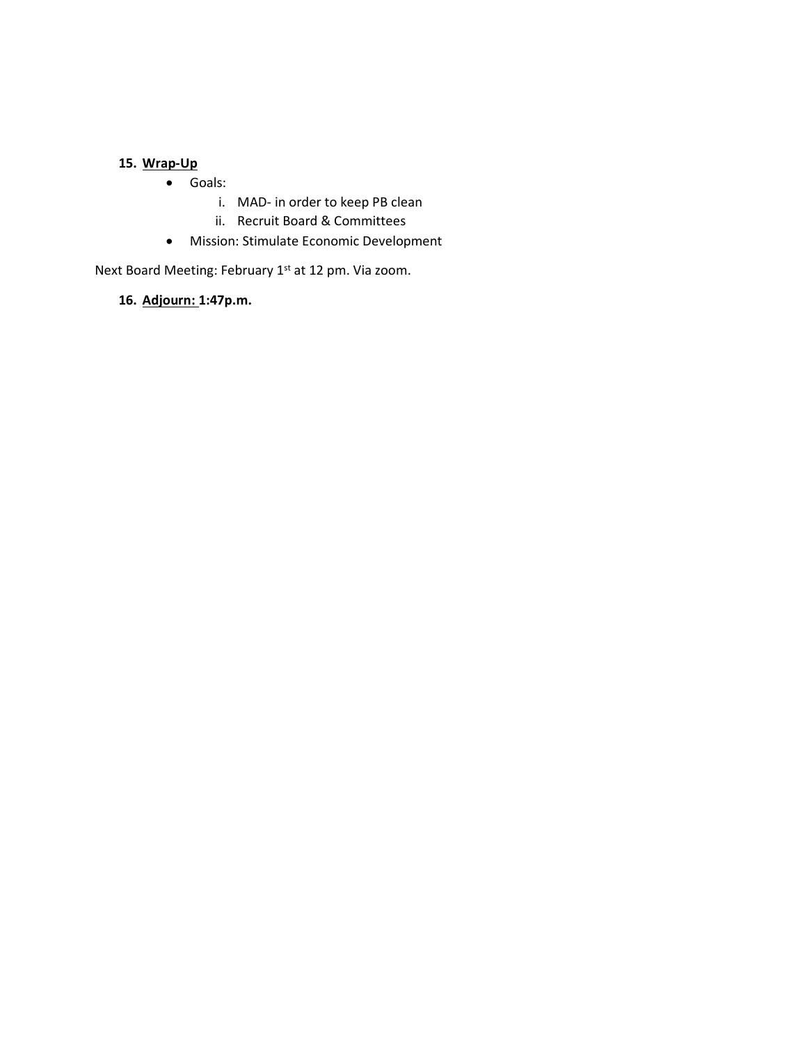15. **<u>Wrap-Up</u>**
    - Goals:
        i. MAD- in order to keep PB clean
        ii. Recruit Board & Committees
    - Mission: Stimulate Economic Development

Next Board Meeting: February 1st at 12 pm. Via zoom.

16. **<u>Adjourn:</u> 1:47p.m.**